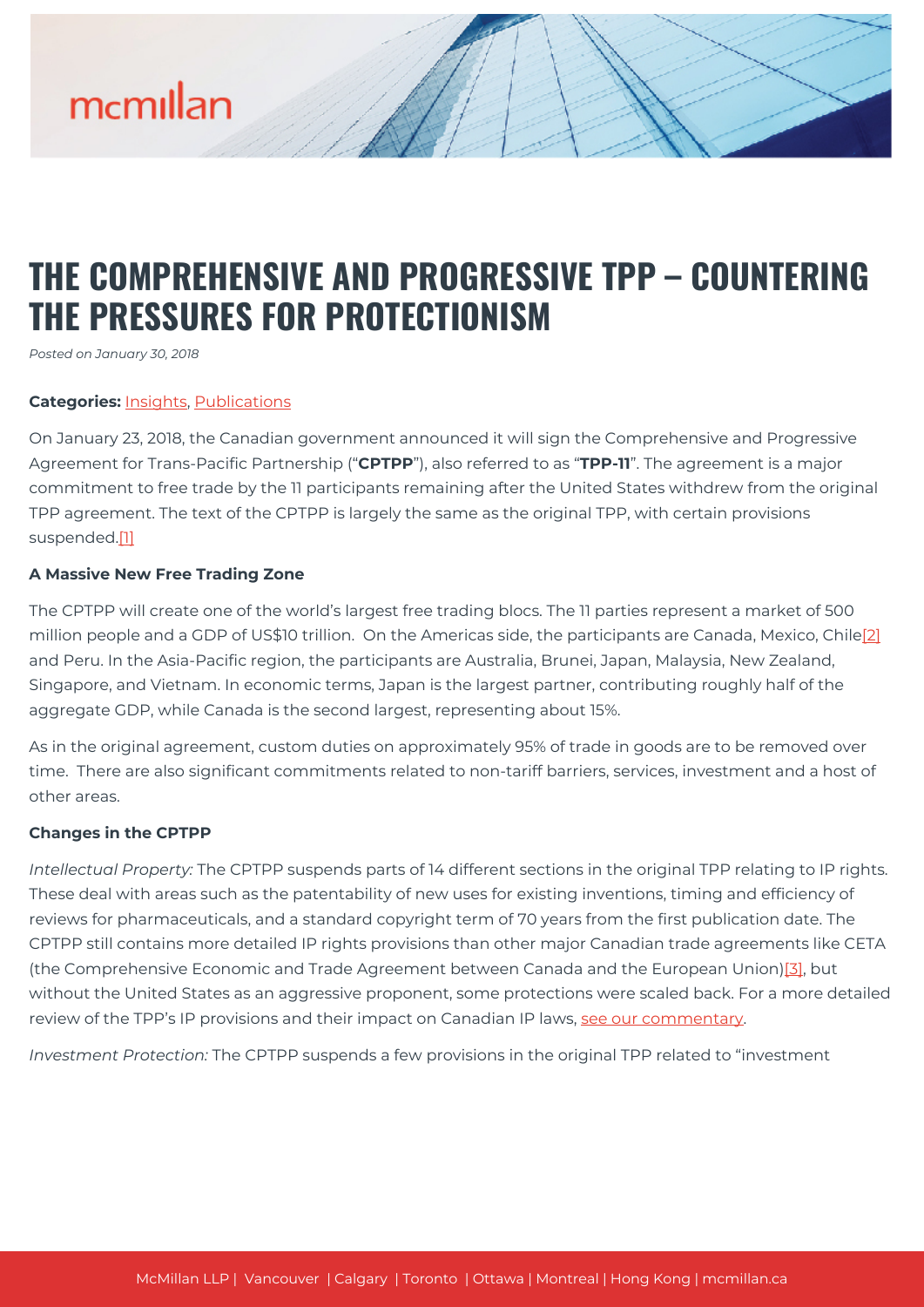# THE COMPREHENSIVE AND PROGRESSIVE TPP – COUNTERING THE PRESSURES FOR PROTECTIONISM

*Posted on January 30, 2018*

**Categories:** Insights, Publications

On January 23, 2018, the Canadian government announced it will sign the Comprehensive and Progressive Agreement for Trans-Pacific Partnership ("**CPTPP**"), also referred to as "**TPP-11**". The agreement is a major commitment to free trade by the 11 participants remaining after the United States withdrew from the original TPP agreement. The text of the CPTPP is largely the same as the original TPP, with certain provisions suspended.[1]

**A Massive New Free Trading Zone**

The CPTPP will create one of the world's largest free trading blocs. The 11 parties represent a market of 500 million people and a GDP of US$10 trillion. On the Americas side, the participants are Canada, Mexico, Chile[2] and Peru. In the Asia-Pacific region, the participants are Australia, Brunei, Japan, Malaysia, New Zealand, Singapore, and Vietnam. In economic terms, Japan is the largest partner, contributing roughly half of the aggregate GDP, while Canada is the second largest, representing about 15%.

As in the original agreement, custom duties on approximately 95% of trade in goods are to be removed over time. There are also significant commitments related to non-tariff barriers, services, investment and a host of other areas.

**Changes in the CPTPP**

*Intellectual Property:* The CPTPP suspends parts of 14 different sections in the original TPP relating to IP rights. These deal with areas such as the patentability of new uses for existing inventions, timing and efficiency of reviews for pharmaceuticals, and a standard copyright term of 70 years from the first publication date. The CPTPP still contains more detailed IP rights provisions than other major Canadian trade agreements like CETA (the Comprehensive Economic and Trade Agreement between Canada and the European Union)[3], but without the United States as an aggressive proponent, some protections were scaled back. For a more detailed review of the TPP's IP provisions and their impact on Canadian IP laws, see our commentary.

*Investment Protection:* The CPTPP suspends a few provisions in the original TPP related to "investment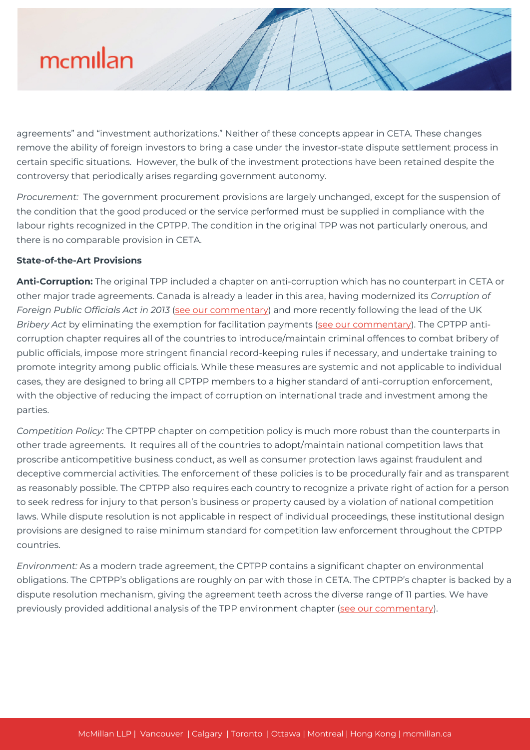agreements" and "investment authorizations." Neither of these concepts appear in CETA. These changes remove the ability of foreign investors to bring a case under the investor-state dispute settlement process in certain specific situations. However, the bulk of the investment protections have been retained despite the controversy that periodically arises regarding government autonomy.

*Procurement:* The government procurement provisions are largely unchanged, except for the suspension of the condition that the good produced or the service performed must be supplied in compliance with the labour rights recognized in the CPTPP. The condition in the original TPP was not particularly onerous, and there is no comparable provision in CETA.

**State-of-the-Art Provisions**

**Anti-Corruption:** The original TPP included a chapter on anti-corruption which has no counterpart in CETA or other major trade agreements. Canada is already a leader in this area, having modernized its *Corruption of Foreign Public Officials Act in 2013* (see our commentary) and more recently following the lead of the UK *Bribery Act* by eliminating the exemption for facilitation payments (see our commentary). The CPTPP anti-corruption chapter requires all of the countries to introduce/maintain criminal offences to combat bribery of public officials, impose more stringent financial record-keeping rules if necessary, and undertake training to promote integrity among public officials. While these measures are systemic and not applicable to individual cases, they are designed to bring all CPTPP members to a higher standard of anti-corruption enforcement, with the objective of reducing the impact of corruption on international trade and investment among the parties.

*Competition Policy:* The CPTPP chapter on competition policy is much more robust than the counterparts in other trade agreements. It requires all of the countries to adopt/maintain national competition laws that proscribe anticompetitive business conduct, as well as consumer protection laws against fraudulent and deceptive commercial activities. The enforcement of these policies is to be procedurally fair and as transparent as reasonably possible. The CPTPP also requires each country to recognize a private right of action for a person to seek redress for injury to that person's business or property caused by a violation of national competition laws. While dispute resolution is not applicable in respect of individual proceedings, these institutional design provisions are designed to raise minimum standard for competition law enforcement throughout the CPTPP countries.

*Environment:* As a modern trade agreement, the CPTPP contains a significant chapter on environmental obligations. The CPTPP's obligations are roughly on par with those in CETA. The CPTPP's chapter is backed by a dispute resolution mechanism, giving the agreement teeth across the diverse range of 11 parties. We have previously provided additional analysis of the TPP environment chapter (see our commentary).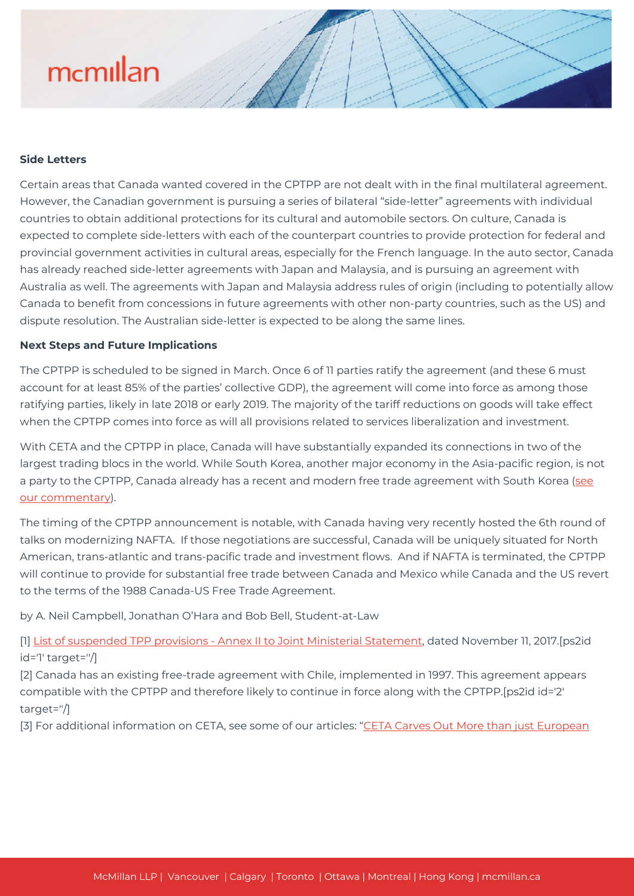**Side Letters**

Certain areas that Canada wanted covered in the CPTPP are not dealt with in the final multilateral agreement. However, the Canadian government is pursuing a series of bilateral "side-letter" agreements with individual countries to obtain additional protections for its cultural and automobile sectors. On culture, Canada is expected to complete side-letters with each of the counterpart countries to provide protection for federal and provincial government activities in cultural areas, especially for the French language. In the auto sector, Canada has already reached side-letter agreements with Japan and Malaysia, and is pursuing an agreement with Australia as well. The agreements with Japan and Malaysia address rules of origin (including to potentially allow Canada to benefit from concessions in future agreements with other non-party countries, such as the US) and dispute resolution. The Australian side-letter is expected to be along the same lines.

**Next Steps and Future Implications**

The CPTPP is scheduled to be signed in March. Once 6 of 11 parties ratify the agreement (and these 6 must account for at least 85% of the parties' collective GDP), the agreement will come into force as among those ratifying parties, likely in late 2018 or early 2019. The majority of the tariff reductions on goods will take effect when the CPTPP comes into force as will all provisions related to services liberalization and investment.

With CETA and the CPTPP in place, Canada will have substantially expanded its connections in two of the largest trading blocs in the world. While South Korea, another major economy in the Asia-pacific region, is not a party to the CPTPP, Canada already has a recent and modern free trade agreement with South Korea (see our commentary).

The timing of the CPTPP announcement is notable, with Canada having very recently hosted the 6th round of talks on modernizing NAFTA. If those negotiations are successful, Canada will be uniquely situated for North American, trans-atlantic and trans-pacific trade and investment flows. And if NAFTA is terminated, the CPTPP will continue to provide for substantial free trade between Canada and Mexico while Canada and the US revert to the terms of the 1988 Canada-US Free Trade Agreement.

by A. Neil Campbell, Jonathan O'Hara and Bob Bell, Student-at-Law

[1] List of suspended TPP provisions - Annex II to Joint Ministerial Statement, dated November 11, 2017.[ps2id id='1' target=''/]

[2] Canada has an existing free-trade agreement with Chile, implemented in 1997. This agreement appears compatible with the CPTPP and therefore likely to continue in force along with the CPTPP.[ps2id id='2' target=''/]

[3] For additional information on CETA, see some of our articles: "CETA Carves Out More than just European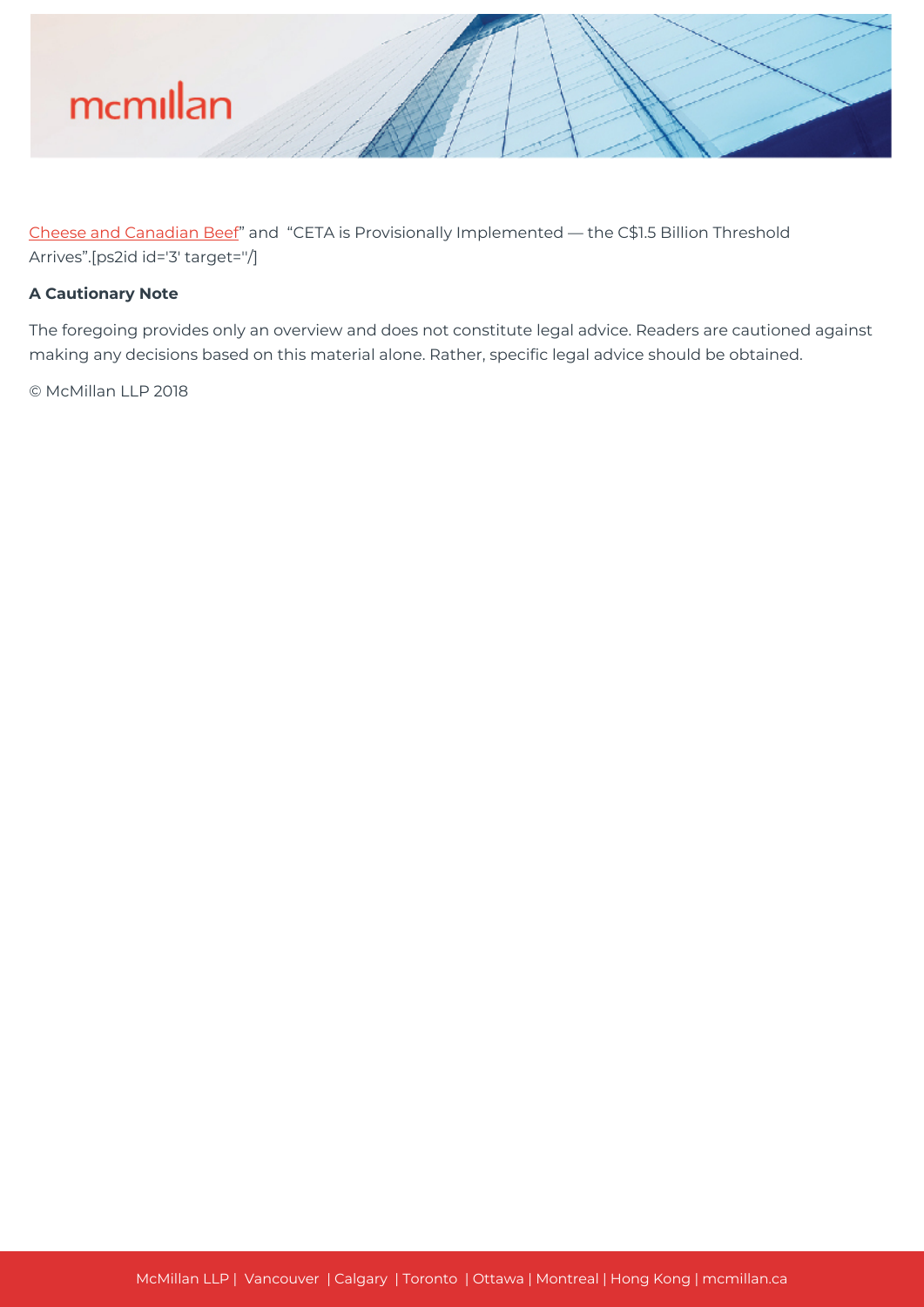Cheese and Canadian Beef" and "CETA is Provisionally Implemented — the C$1.5 Billion Threshold Arrives".[ps2id id='3' target=''/]

**A Cautionary Note**

The foregoing provides only an overview and does not constitute legal advice. Readers are cautioned against making any decisions based on this material alone. Rather, specific legal advice should be obtained.

© McMillan LLP 2018